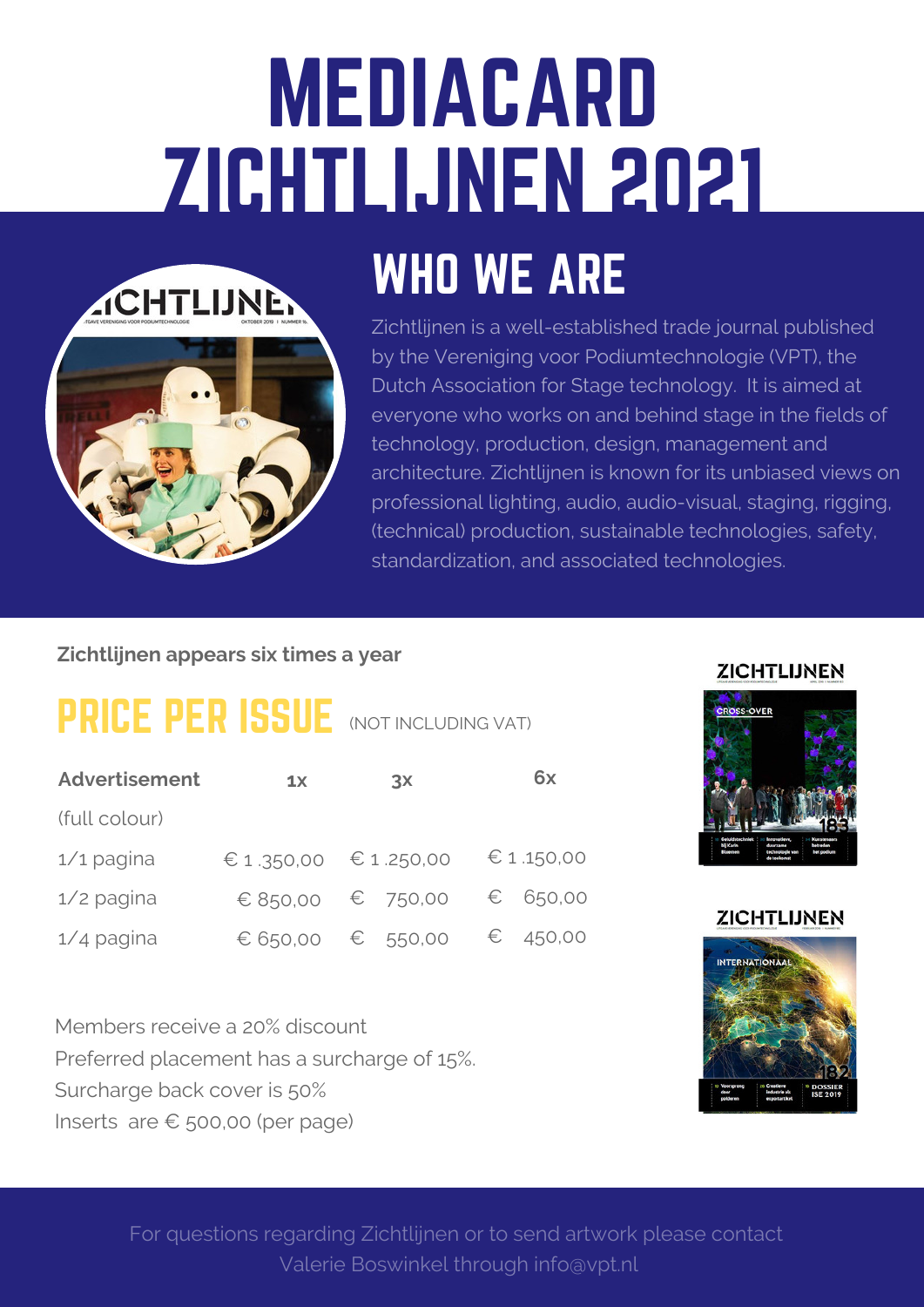# MEDIACARD ZICHTLIJNEN 2021

## WHO WE ARE

Zichtlijnen is a well-established trade journal published by the Vereniging voor Podiumtechnologie (VPT), the Dutch Association for Stage technology. It is aimed at everyone who works on and behind stage in the fields of technology, production, design, management and architecture. Zichtlijnen is known for its unbiased views on professional lighting, audio, audio-visual, staging, rigging, (technical) production, sustainable technologies, safety, standardization, and associated technologies.

**Zichtlijnen appears six times a year**

## PRICE PER ISSUE (NOT INCLUDING VAT)

| Advertisement (full colour) | 1x | 3x | 6x |
|---|---|---|---|
| 1/1 pagina | € 1 .350,00 | € 1 .250,00 | € 1 .150,00 |
| 1/2 pagina | € 850,00 | € 750,00 | € 650,00 |
| 1/4 pagina | € 650,00 | € 550,00 | € 450,00 |

Members receive a 20% discount
Preferred placement has a surcharge of 15%.
Surcharge back cover is 50%
Inserts are € 500,00 (per page)

For questions regarding Zichtlijnen or to send artwork please contact Valerie Boswinkel through info@vpt.nl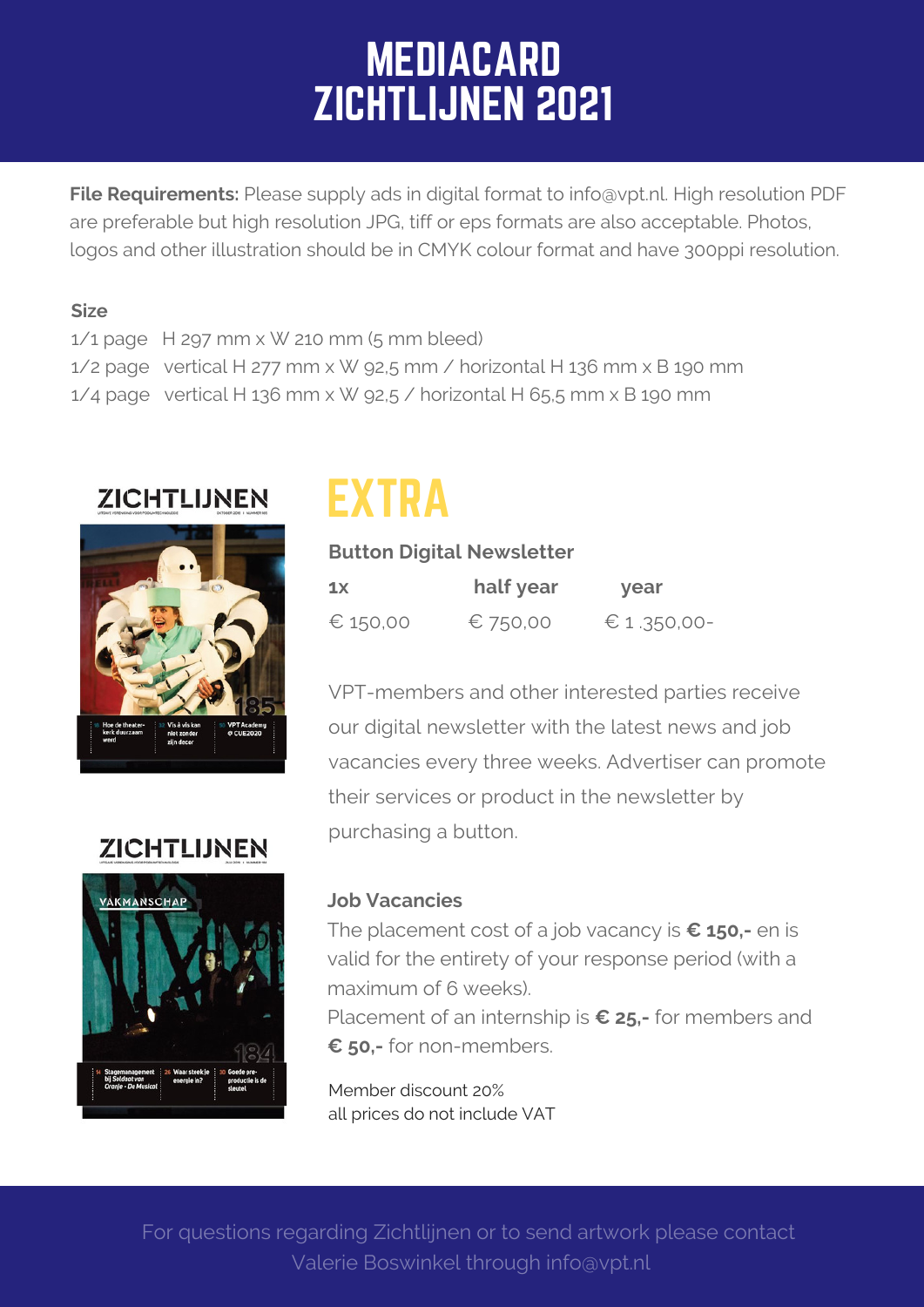# MEDIACARD ZICHTLIJNEN 2021

**File Requirements:** Please supply ads in digital format to info@vpt.nl. High resolution PDF are preferable but high resolution JPG, tiff or eps formats are also acceptable. Photos, logos and other illustration should be in CMYK colour format and have 300ppi resolution.

**Size**

1/1 page H 297 mm x W 210 mm (5 mm bleed)
1/2 page vertical H 277 mm x W 92,5 mm / horizontal H 136 mm x B 190 mm
1/4 page vertical H 136 mm x W 92,5 / horizontal H 65,5 mm x B 190 mm

## EXTRA

**Button Digital Newsletter**

| 1x | half year | year |
|---|---|---|
| € 150,00 | € 750,00 | € 1 .350,00- |

VPT-members and other interested parties receive our digital newsletter with the latest news and job vacancies every three weeks. Advertiser can promote their services or product in the newsletter by purchasing a button.

**Job Vacancies**

The placement cost of a job vacancy is **€ 150,-** en is valid for the entirety of your response period (with a maximum of 6 weeks).
Placement of an internship is **€ 25,-** for members and **€ 50,-** for non-members.

Member discount 20%
all prices do not include VAT

For questions regarding Zichtlijnen or to send artwork please contact Valerie Boswinkel through info@vpt.nl